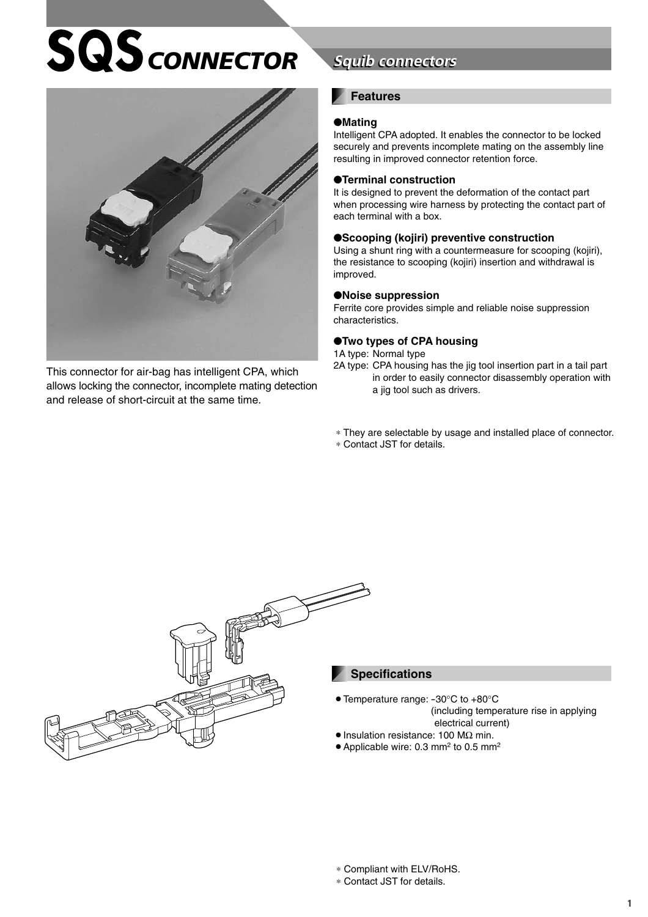# SQS CONNECTOR

## Squib connectors

This connector for air-bag has intelligent CPA, which allows locking the connector, incomplete mating detection and release of short-circuit at the same time.

## Features

**●Mating**

Intelligent CPA adopted. It enables the connector to be locked securely and prevents incomplete mating on the assembly line resulting in improved connector retention force.

**●Terminal construction**

It is designed to prevent the deformation of the contact part when processing wire harness by protecting the contact part of each terminal with a box.

**●Scooping (kojiri) preventive construction**

Using a shunt ring with a countermeasure for scooping (kojiri), the resistance to scooping (kojiri) insertion and withdrawal is improved.

**●Noise suppression**

Ferrite core provides simple and reliable noise suppression characteristics.

**●Two types of CPA housing**

1A type: Normal type

2A type: CPA housing has the jig tool insertion part in a tail part in order to easily connector disassembly operation with a jig tool such as drivers.

∗ They are selectable by usage and installed place of connector.

∗ Contact JST for details.

## Specifications

- Temperature range: -30°C to +80°C (including temperature rise in applying electrical current)
- Insulation resistance: 100 MΩ min.
- Applicable wire: 0.3 mm² to 0.5 mm²

∗ Compliant with ELV/RoHS.

∗ Contact JST for details.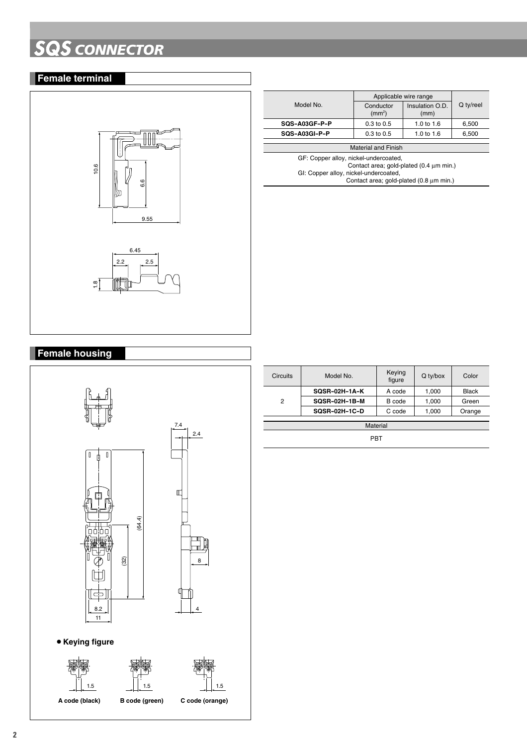# SQS CONNECTOR

## Female terminal

| Model No. | Applicable wire range | | Q ty/reel |
|---|---|---|---|
| | Conductor ($mm^2$) | Insulation O.D. (mm) | |
| **SQS-A03GF-P-P** | 0.3 to 0.5 | 1.0 to 1.6 | 6,500 |
| **SQS-A03GI-P-P** | 0.3 to 0.5 | 1.0 to 1.6 | 6,500 |

| Material and Finish |
|---|
| GF: Copper alloy, nickel-undercoated, Contact area; gold-plated (0.4 μm min.) GI: Copper alloy, nickel-undercoated, Contact area; gold-plated (0.8 μm min.) |

## Female housing

| Circuits | Model No. | Keying figure | Q ty/box | Color |
|---|---|---|---|---|
| 2 | **SQSR-02H-1A-K** | A code | 1,000 | Black |
| | **SQSR-02H-1B-M** | B code | 1,000 | Green |
| | **SQSR-02H-1C-D** | C code | 1,000 | Orange |

| Material |
|---|
| PBT |

- **Keying figure**

A code (black) B code (green) C code (orange)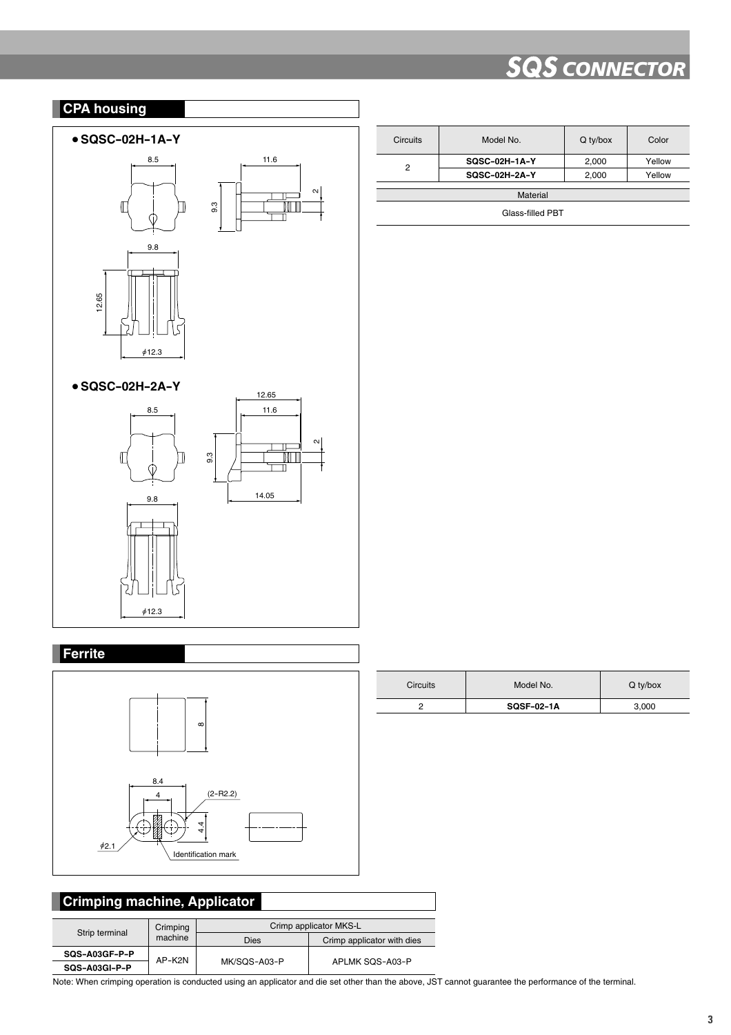## CPA housing

● SQSC-02H-1A-Y

8.5
11.6
9.3
2
9.8
12.65
ϕ12.3

● SQSC-02H-2A-Y

12.65
11.6
8.5
9.3
2
14.05
9.8
ϕ12.3

| Circuits | Model No. | Q ty/box | Color |
|---|---|---|---|
| 2 | **SQSC-02H-1A-Y** | 2,000 | Yellow |
| | **SQSC-02H-2A-Y** | 2,000 | Yellow |

| Material |
|---|
| Glass-filled PBT |

## Ferrite

8
8.4
4
(2-R2.2)
4.4
ϕ2.1
Identification mark

| Circuits | Model No. | Q ty/box |
|---|---|---|
| 2 | **SQSF-02-1A** | 3,000 |

## Crimping machine, Applicator

| Strip terminal | Crimping machine | Crimp applicator MKS-L | |
|---|---|---|---|
| | | Dies | Crimp applicator with dies |
| **SQS-A03GF-P-P** | AP-K2N | MK/SQS-A03-P | APLMK SQS-A03-P |
| **SQS-A03GI-P-P** | | | |

Note: When crimping operation is conducted using an applicator and die set other than the above, JST cannot guarantee the performance of the terminal.